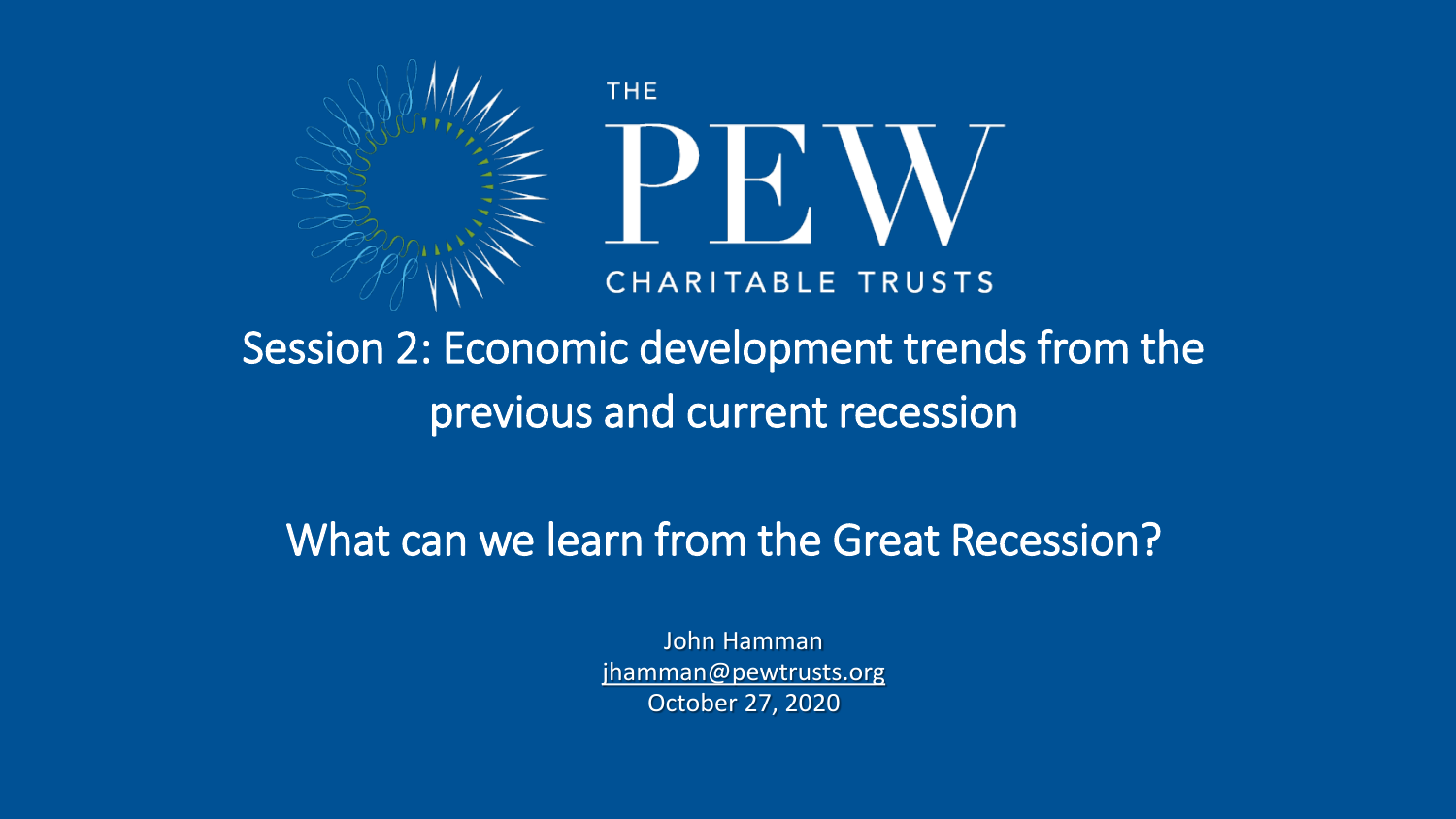THE PEW CHARITABLE TRUSTS

# Session 2: Economic development trends from the previous and current recession

## What can we learn from the Great Recession?

John Hamman
jhamman@pewtrusts.org
October 27, 2020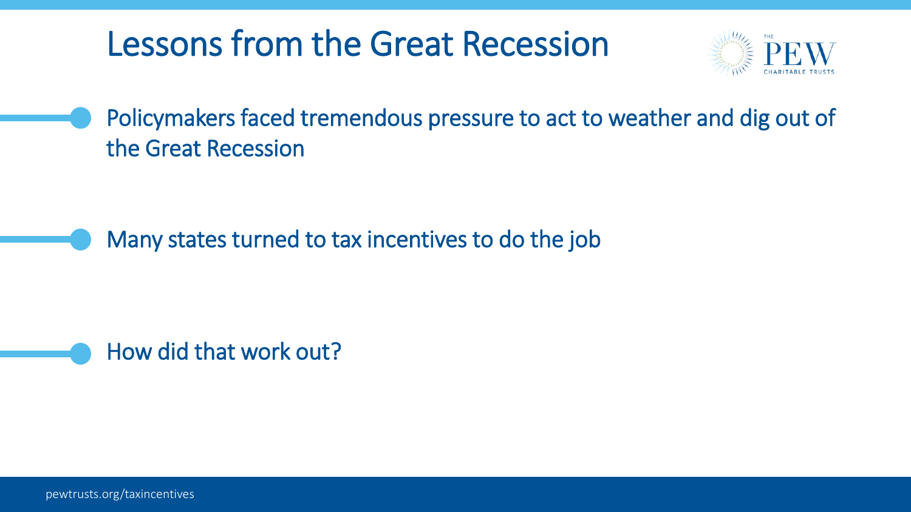# Lessons from the Great Recession

- Policymakers faced tremendous pressure to act to weather and dig out of the Great Recession
- Many states turned to tax incentives to do the job
- How did that work out?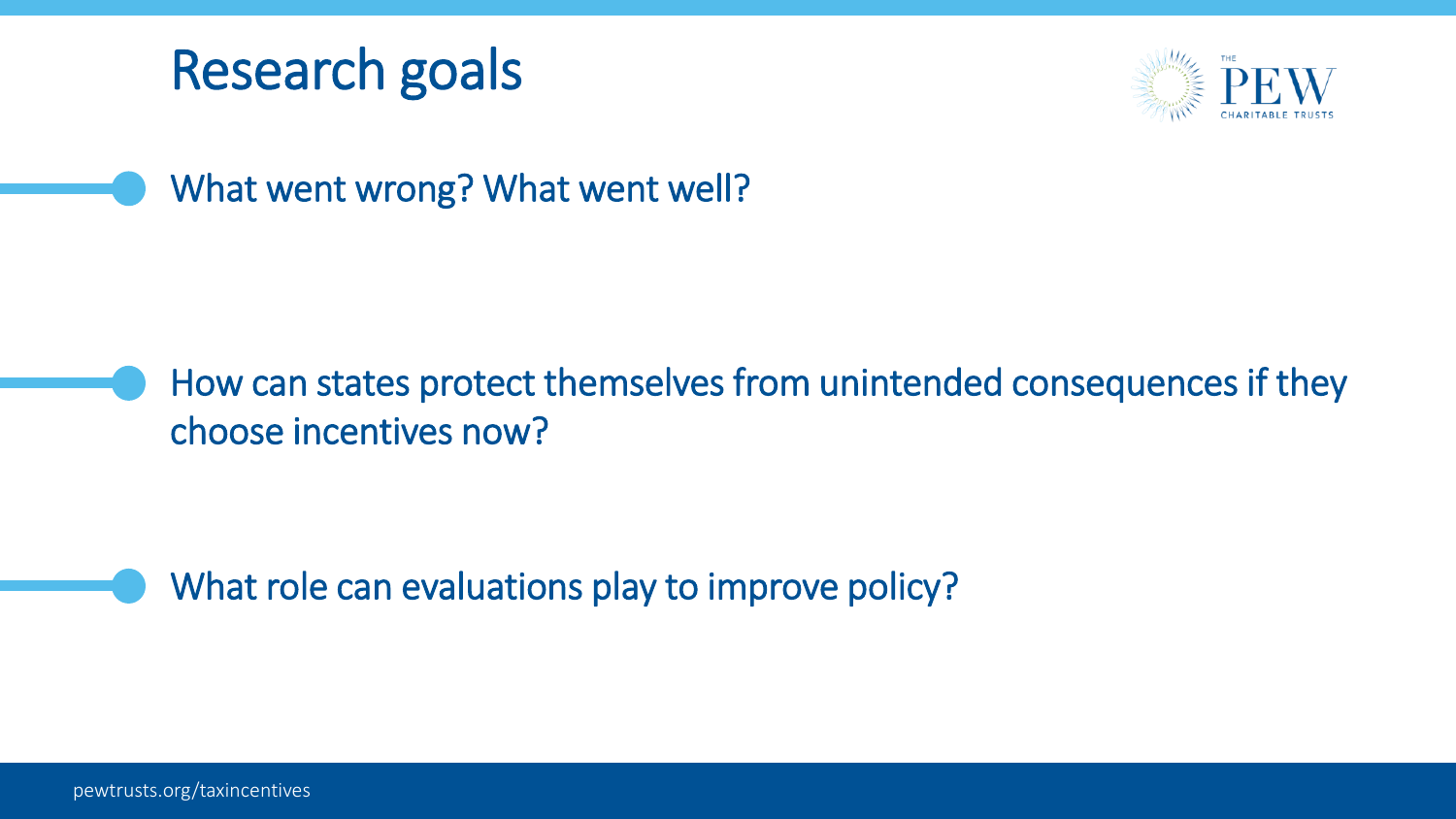# Research goals

- What went wrong? What went well?
- How can states protect themselves from unintended consequences if they choose incentives now?
- What role can evaluations play to improve policy?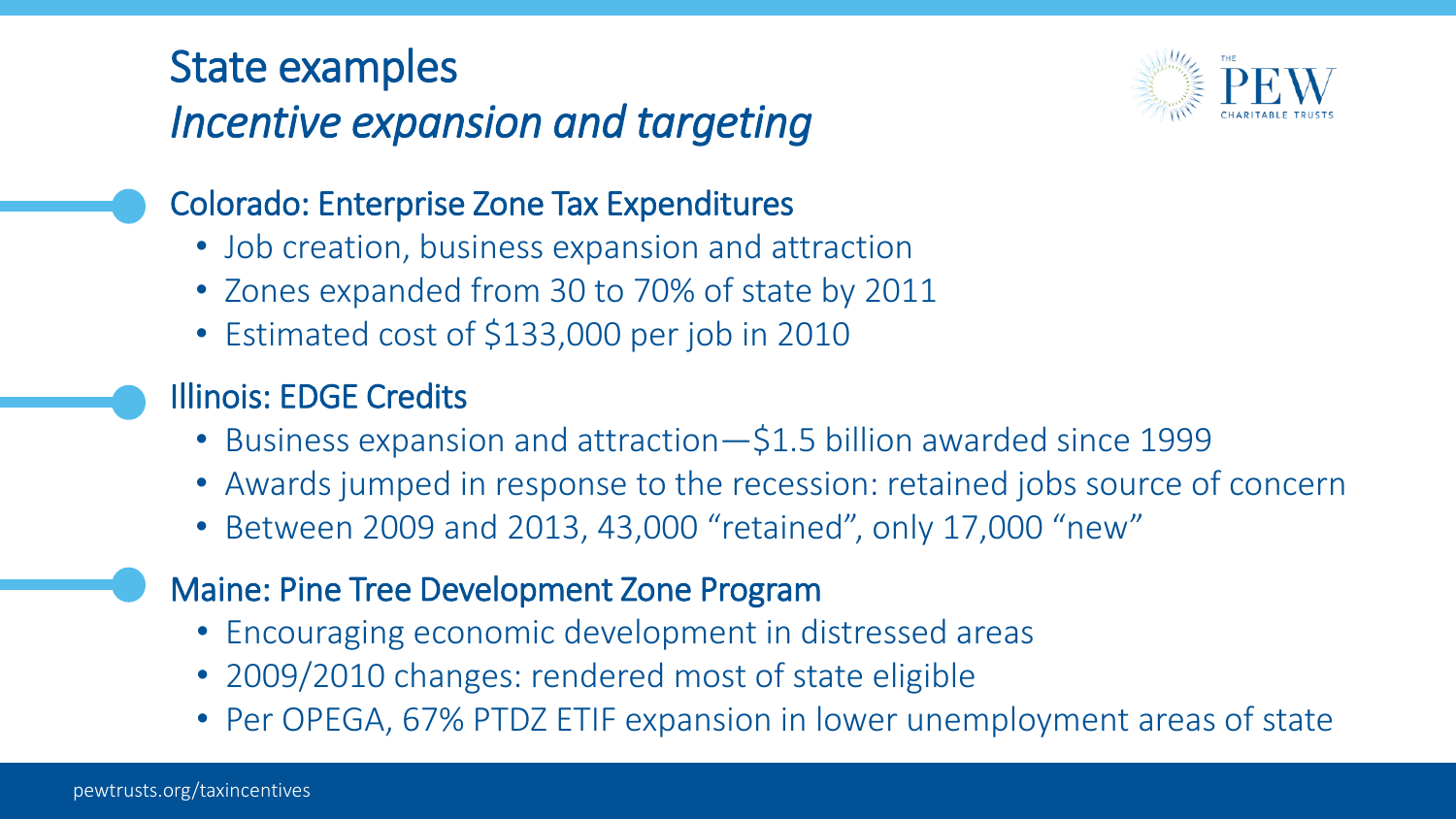# State examples

## *Incentive expansion and targeting*

### Colorado: Enterprise Zone Tax Expenditures

- Job creation, business expansion and attraction
- Zones expanded from 30 to 70% of state by 2011
- Estimated cost of $133,000 per job in 2010

### Illinois: EDGE Credits

- Business expansion and attraction—$1.5 billion awarded since 1999
- Awards jumped in response to the recession: retained jobs source of concern
- Between 2009 and 2013, 43,000 "retained", only 17,000 "new"

### Maine: Pine Tree Development Zone Program

- Encouraging economic development in distressed areas
- 2009/2010 changes: rendered most of state eligible
- Per OPEGA, 67% PTDZ ETIF expansion in lower unemployment areas of state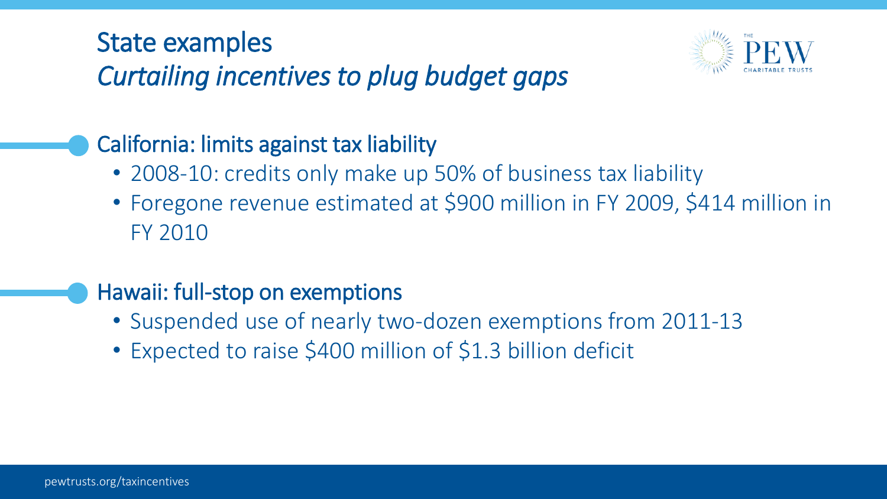# State examples

## *Curtailing incentives to plug budget gaps*

### California: limits against tax liability

- 2008-10: credits only make up 50% of business tax liability
- Foregone revenue estimated at $900 million in FY 2009, $414 million in FY 2010

### Hawaii: full-stop on exemptions

- Suspended use of nearly two-dozen exemptions from 2011-13
- Expected to raise $400 million of $1.3 billion deficit

pewtrusts.org/taxincentives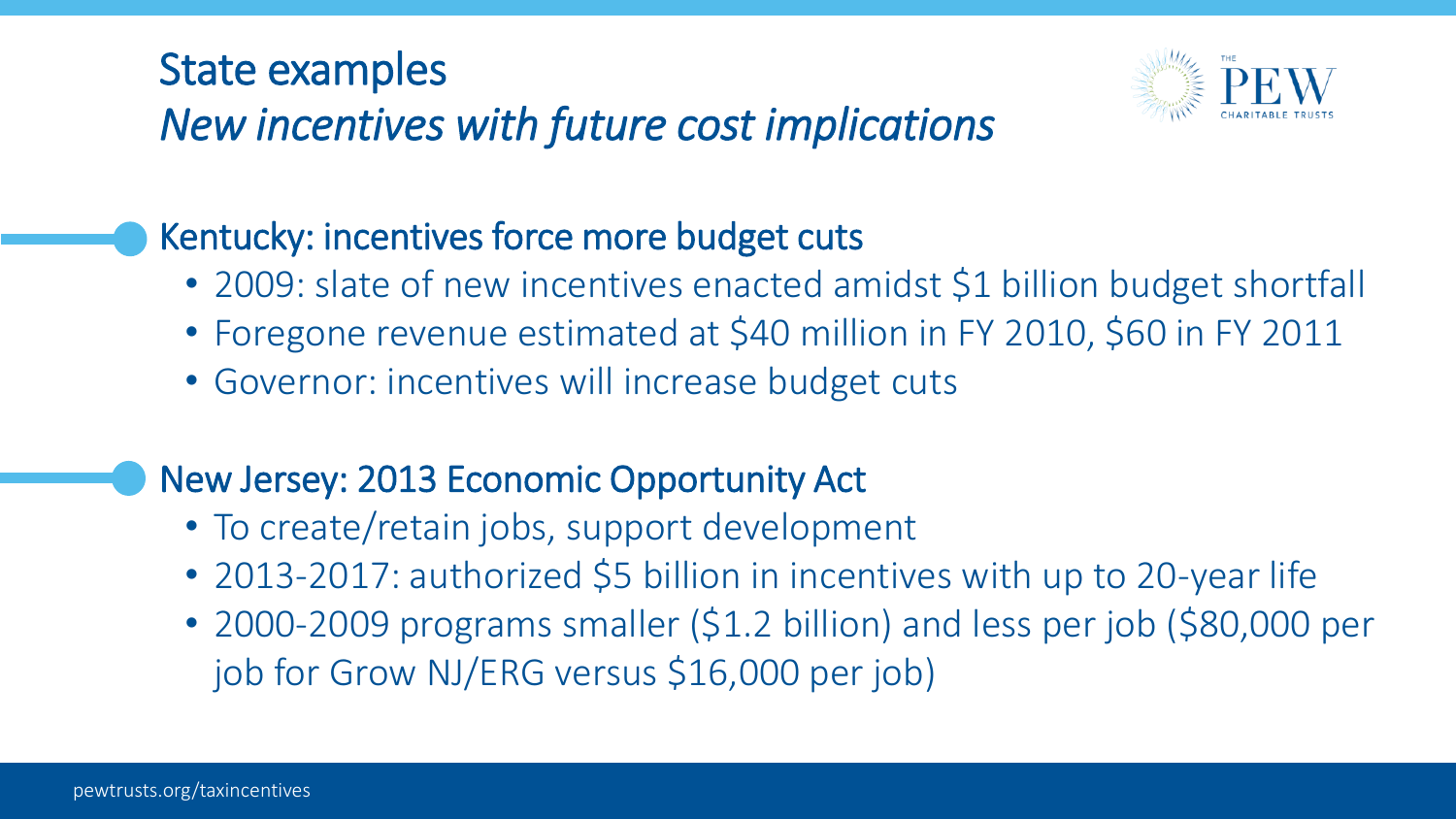# State examples

## *New incentives with future cost implications*

### Kentucky: incentives force more budget cuts

- 2009: slate of new incentives enacted amidst $1 billion budget shortfall
- Foregone revenue estimated at $40 million in FY 2010, $60 in FY 2011
- Governor: incentives will increase budget cuts

### New Jersey: 2013 Economic Opportunity Act

- To create/retain jobs, support development
- 2013-2017: authorized $5 billion in incentives with up to 20-year life
- 2000-2009 programs smaller ($1.2 billion) and less per job ($80,000 per job for Grow NJ/ERG versus $16,000 per job)

pewtrusts.org/taxincentives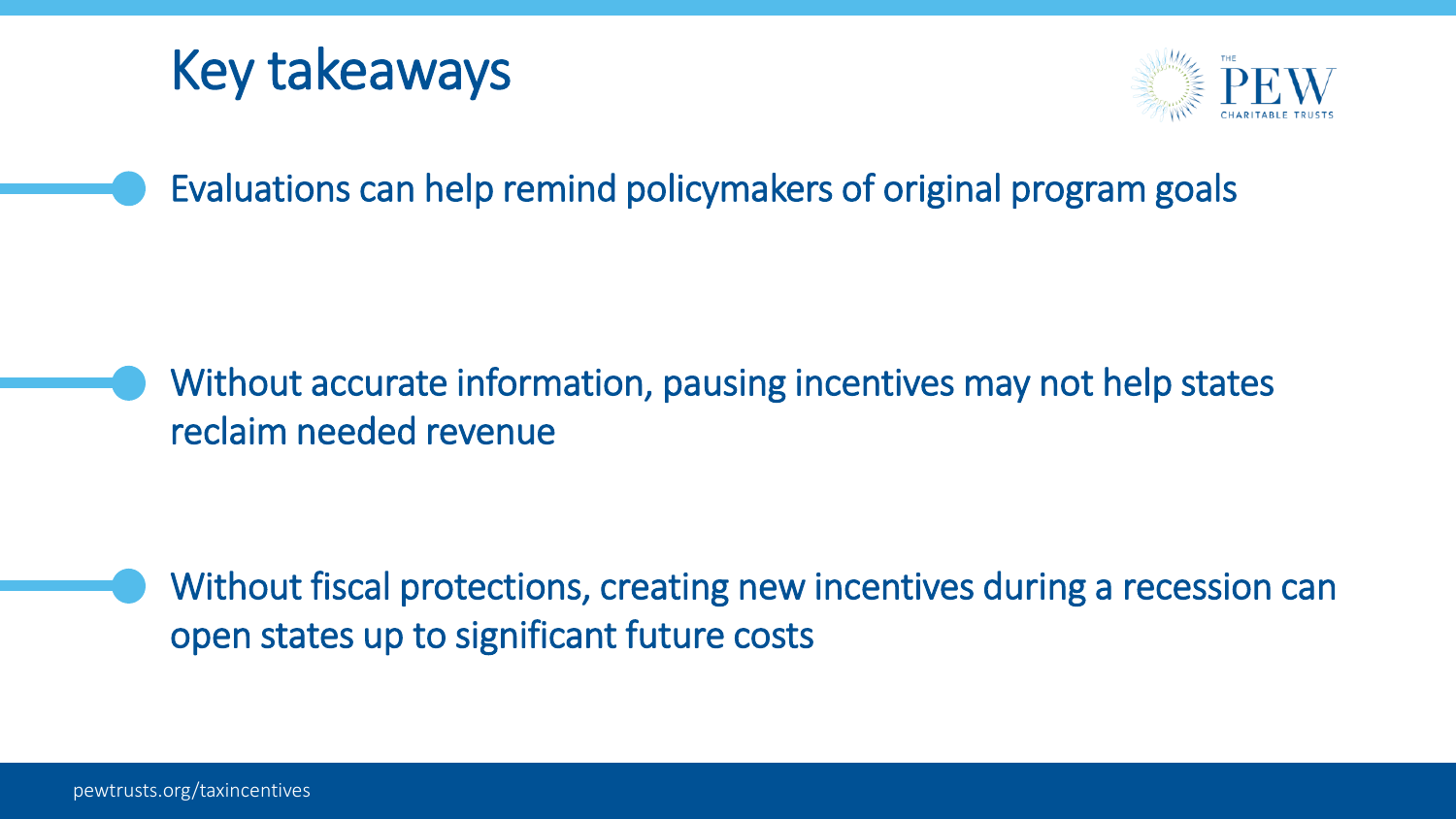# Key takeaways

- Evaluations can help remind policymakers of original program goals
- Without accurate information, pausing incentives may not help states reclaim needed revenue
- Without fiscal protections, creating new incentives during a recession can open states up to significant future costs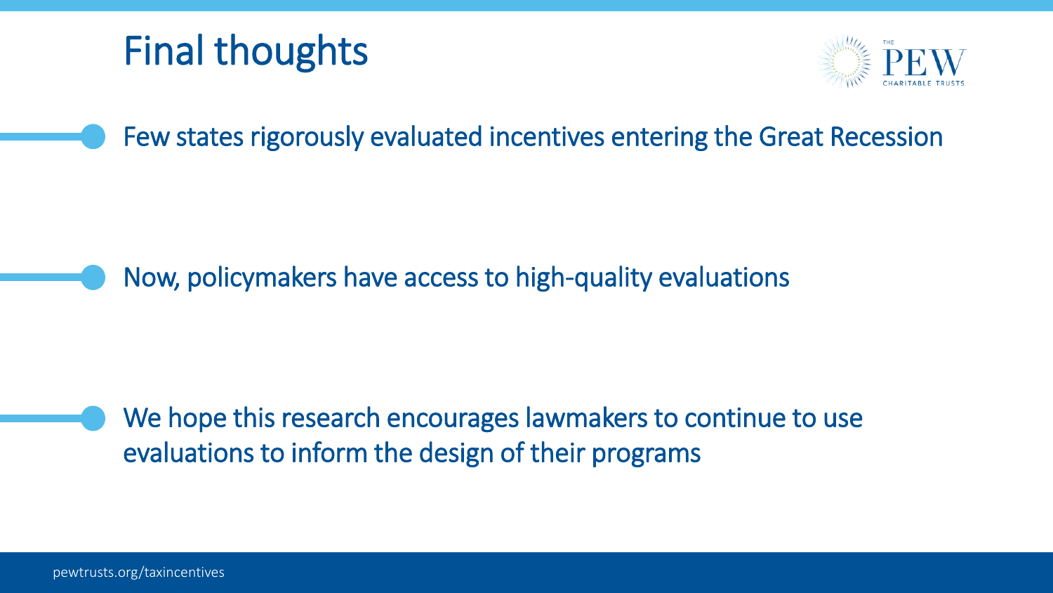# Final thoughts

- Few states rigorously evaluated incentives entering the Great Recession
- Now, policymakers have access to high-quality evaluations
- We hope this research encourages lawmakers to continue to use evaluations to inform the design of their programs

pewtrusts.org/taxincentives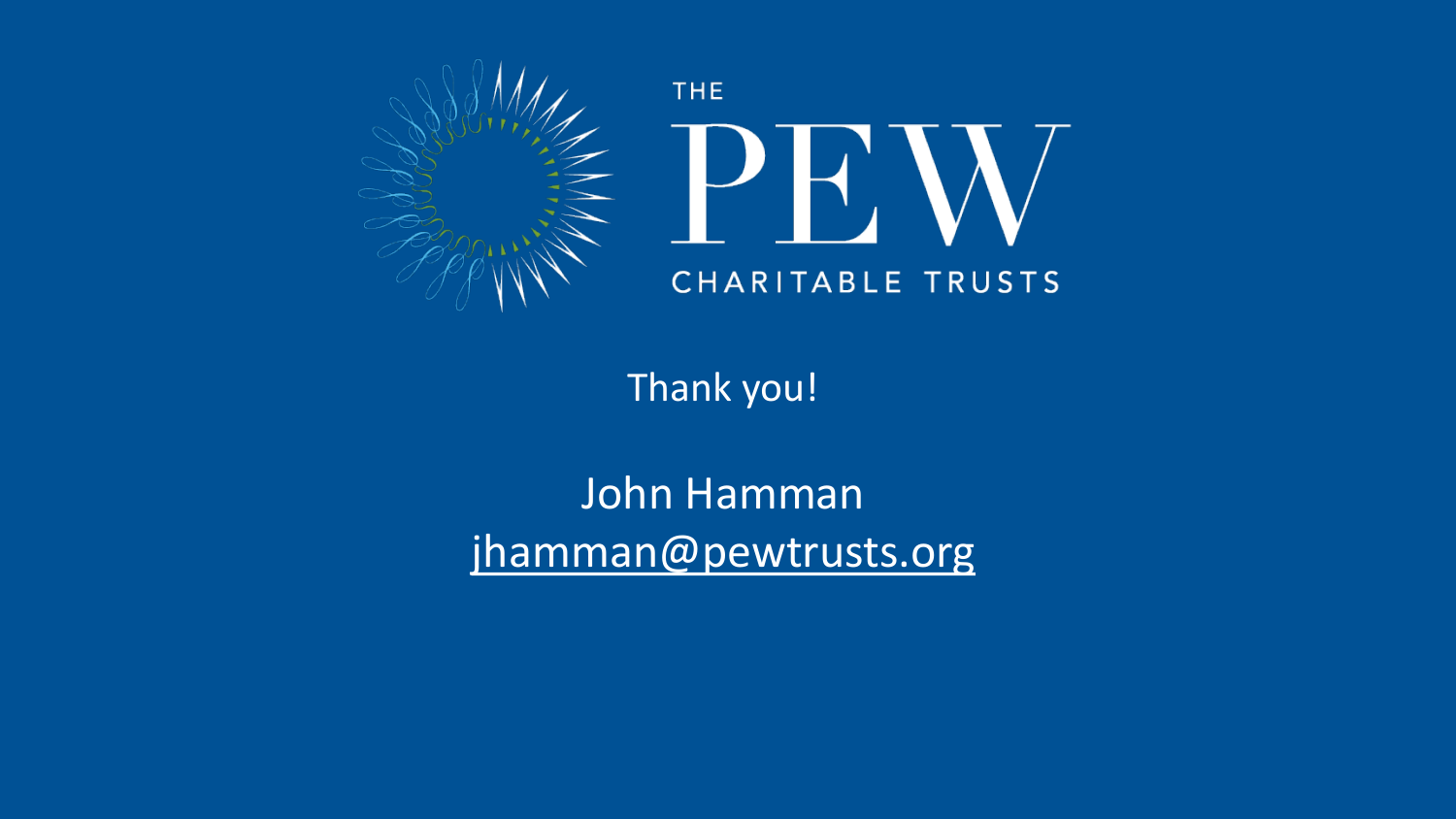THE PEW CHARITABLE TRUSTS

Thank you!

John Hamman
jhamman@pewtrusts.org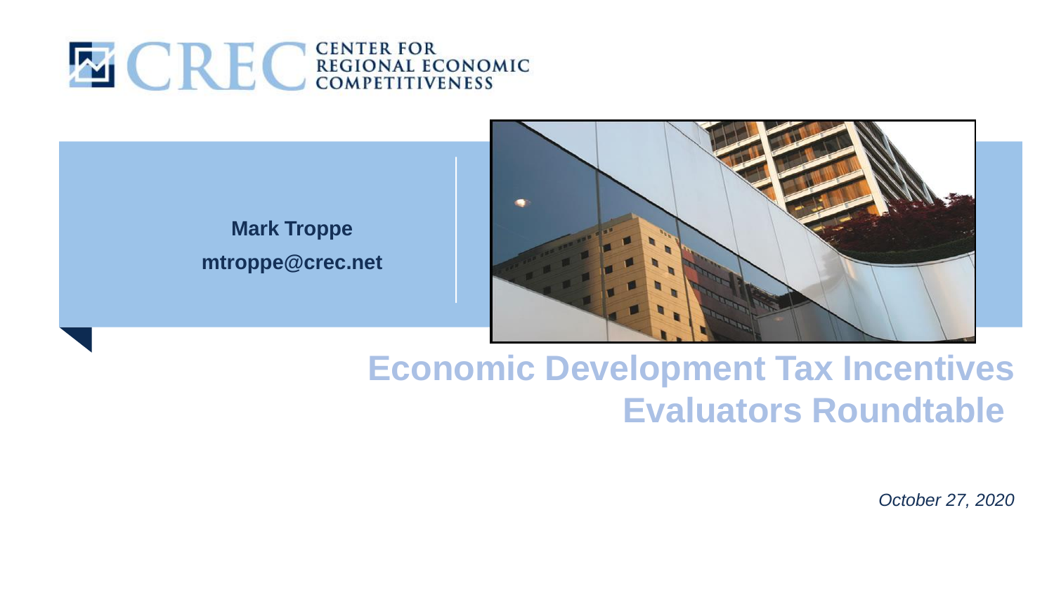CENTER FOR REGIONAL ECONOMIC COMPETITIVENESS

**Mark Troppe**
**mtroppe@crec.net**

# Economic Development Tax Incentives Evaluators Roundtable

*October 27, 2020*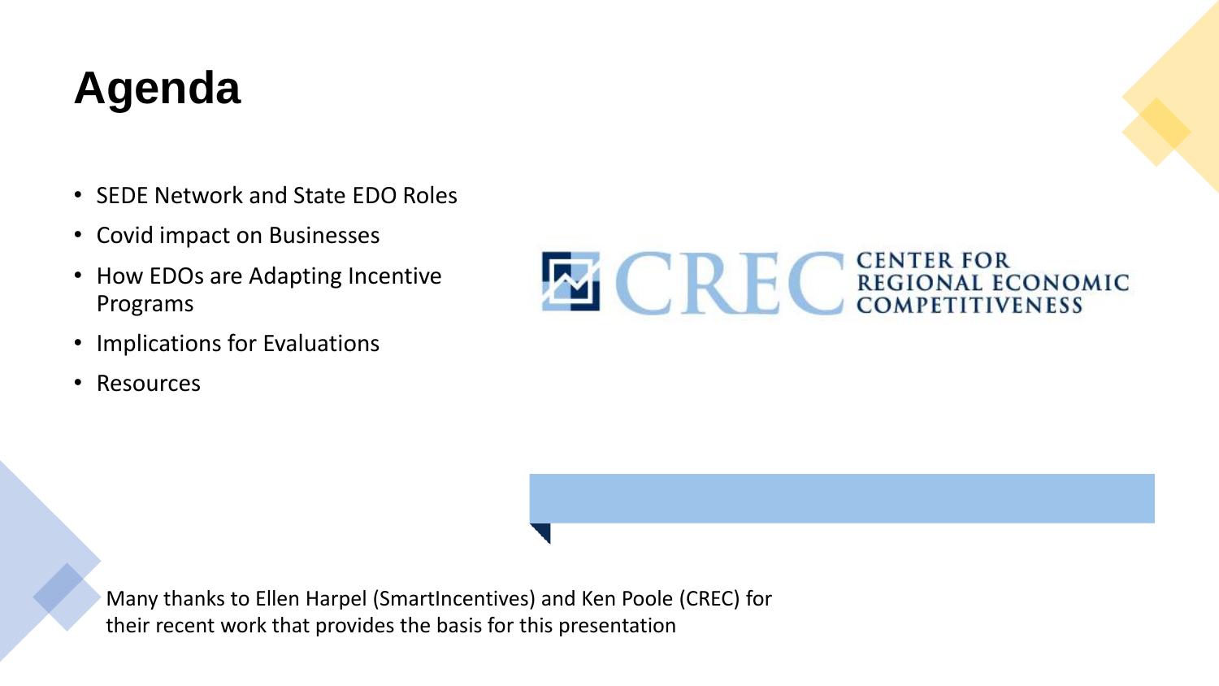# Agenda

- SEDE Network and State EDO Roles
- Covid impact on Businesses
- How EDOs are Adapting Incentive Programs
- Implications for Evaluations
- Resources

CRECCENTER FOR REGIONAL ECONOMIC COMPETITIVENESS

Many thanks to Ellen Harpel (SmartIncentives) and Ken Poole (CREC) for their recent work that provides the basis for this presentation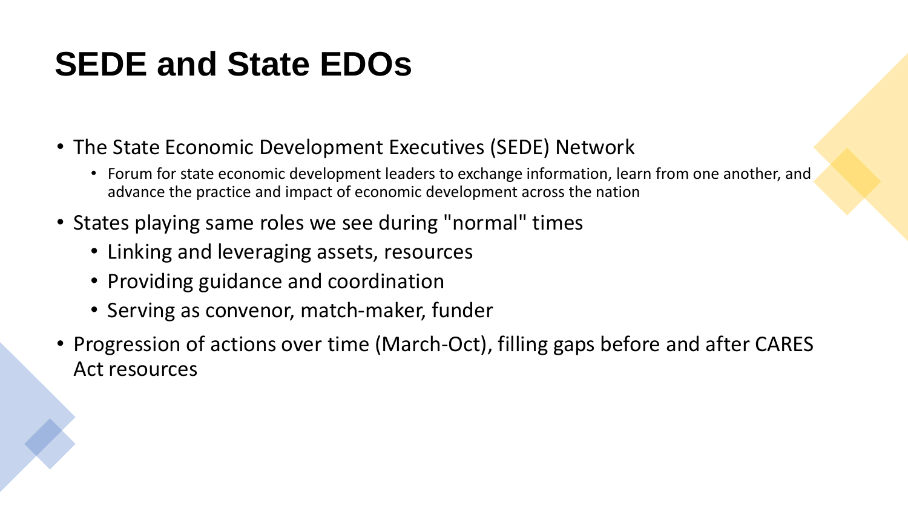# SEDE and State EDOs

- The State Economic Development Executives (SEDE) Network
  - Forum for state economic development leaders to exchange information, learn from one another, and advance the practice and impact of economic development across the nation
- States playing same roles we see during "normal" times
  - Linking and leveraging assets, resources
  - Providing guidance and coordination
  - Serving as convenor, match-maker, funder
- Progression of actions over time (March-Oct), filling gaps before and after CARES Act resources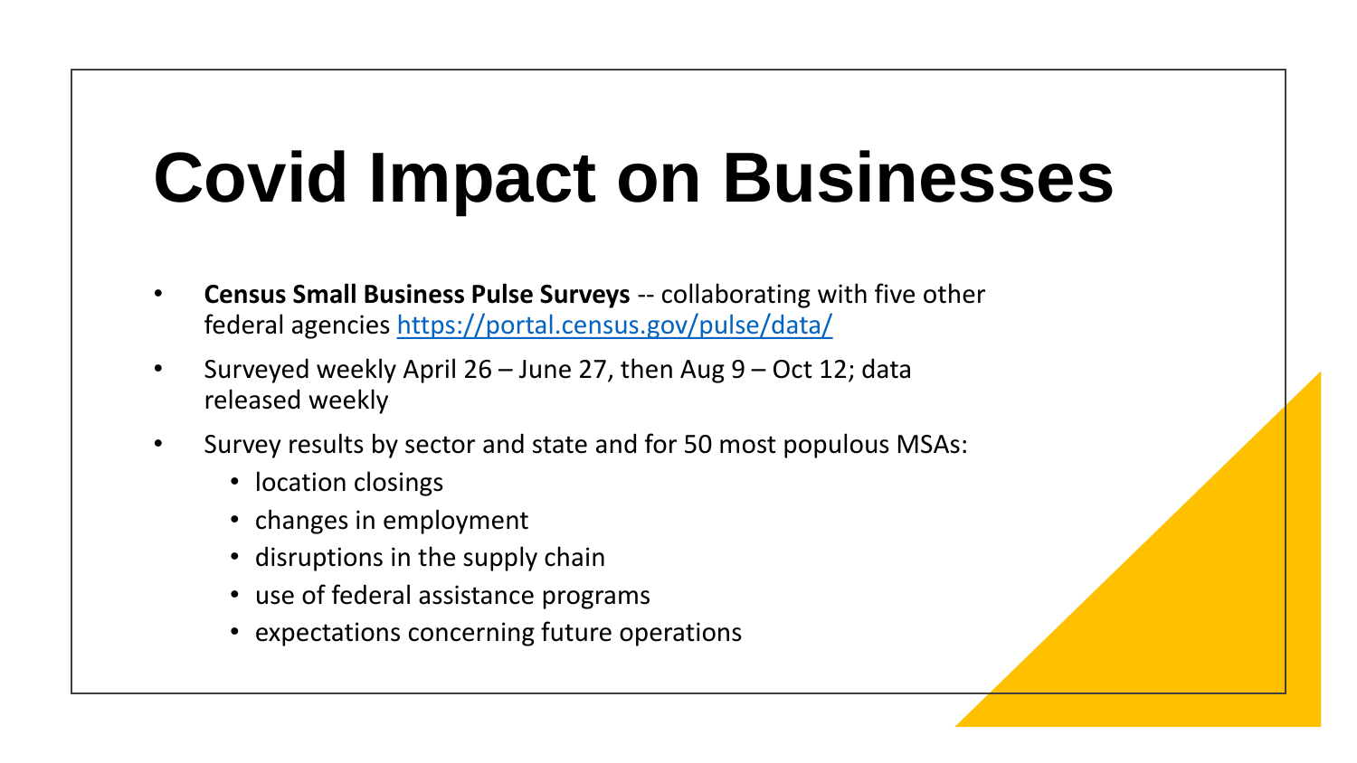# Covid Impact on Businesses

- **Census Small Business Pulse Surveys** -- collaborating with five other federal agencies https://portal.census.gov/pulse/data/
- Surveyed weekly April 26 – June 27, then Aug 9 – Oct 12; data released weekly
- Survey results by sector and state and for 50 most populous MSAs:
  - location closings
  - changes in employment
  - disruptions in the supply chain
  - use of federal assistance programs
  - expectations concerning future operations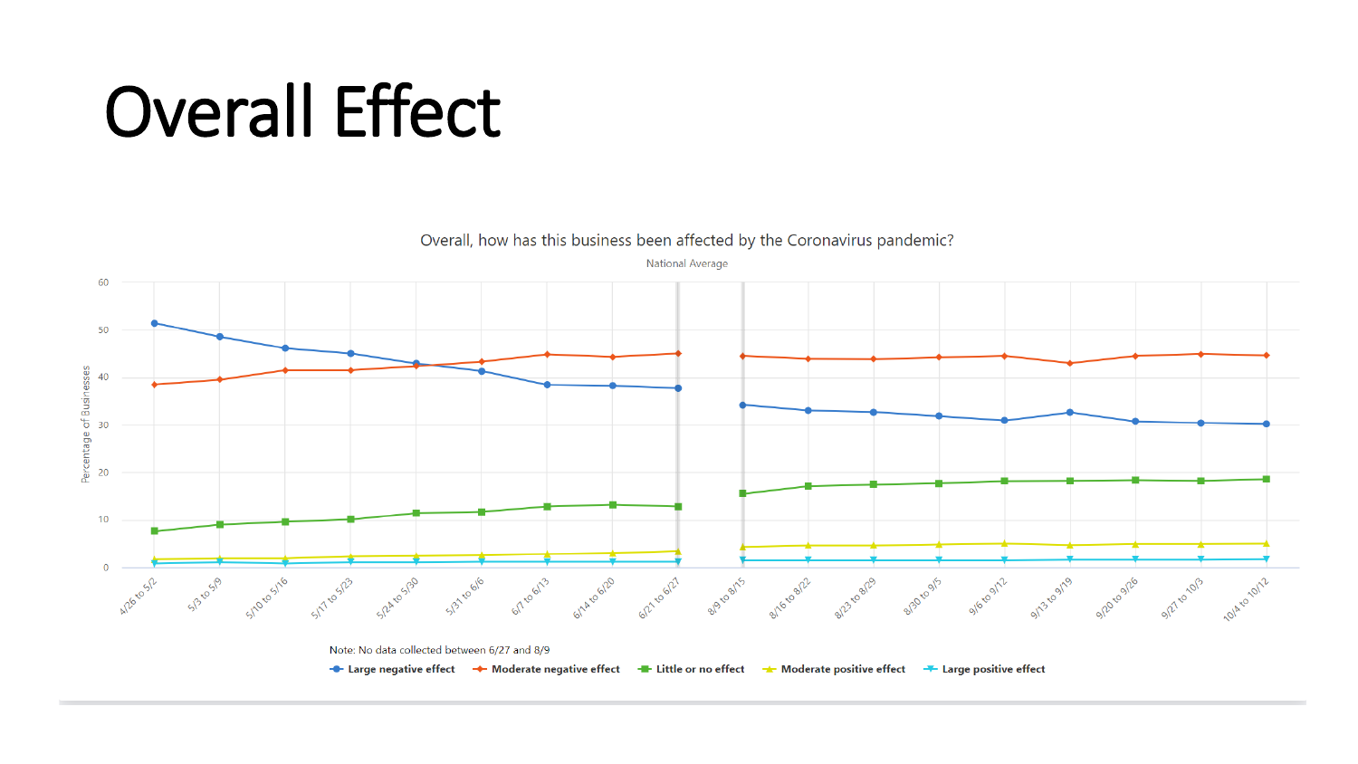# Overall Effect

Overall, how has this business been affected by the Coronavirus pandemic?

National Average

Note: No data collected between 6/27 and 8/9

Large negative effect · Moderate negative effect · Little or no effect · Moderate positive effect · Large positive effect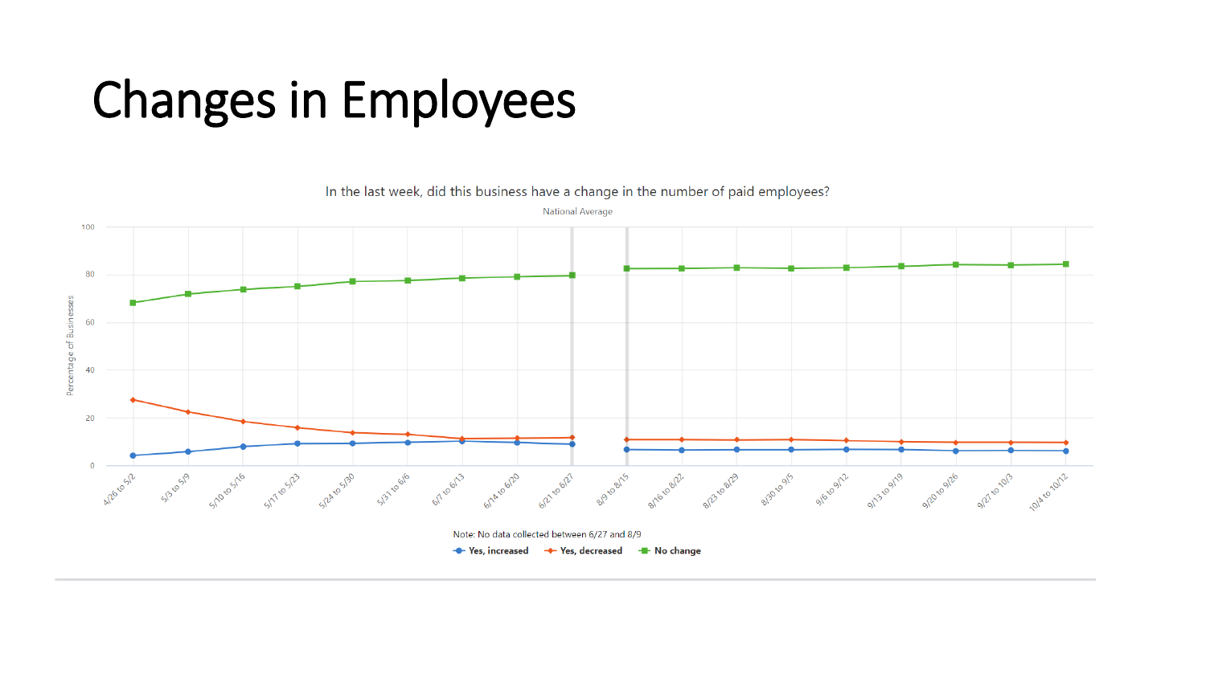# Changes in Employees

In the last week, did this business have a change in the number of paid employees?

National Average

Note: No data collected between 6/27 and 8/9

Yes, increased | Yes, decreased | No change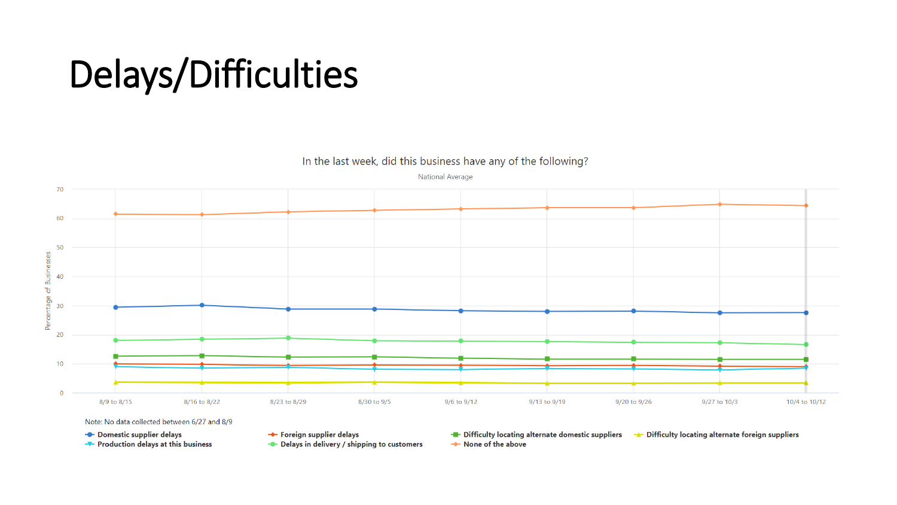# Delays/Difficulties

In the last week, did this business have any of the following?

National Average

Note: No data collected between 6/27 and 8/9

- Domestic supplier delays
- Production delays at this business
- Foreign supplier delays
- Delays in delivery / shipping to customers
- Difficulty locating alternate domestic suppliers
- None of the above
- Difficulty locating alternate foreign suppliers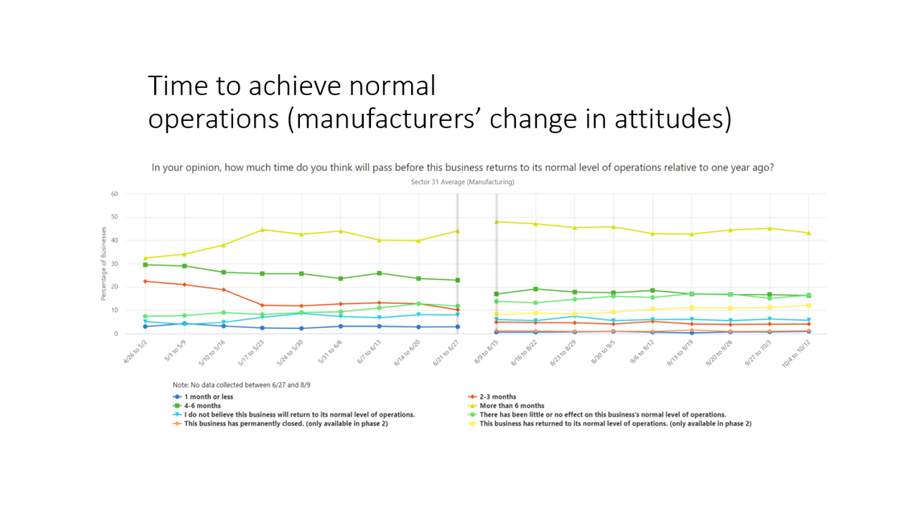# Time to achieve normal operations (manufacturers' change in attitudes)

In your opinion, how much time do you think will pass before this business returns to its normal level of operations relative to one year ago?

Sector 31 Average (Manufacturing)

Note: No data collected between 6/27 and 8/9

- 1 month or less
- 4-6 months
- I do not believe this business will return to its normal level of operations.
- This business has permanently closed. (only available in phase 2)
- 2-3 months
- More than 6 months
- There has been little or no effect on this business's normal level of operations.
- This business has returned to its normal level of operations. (only available in phase 2)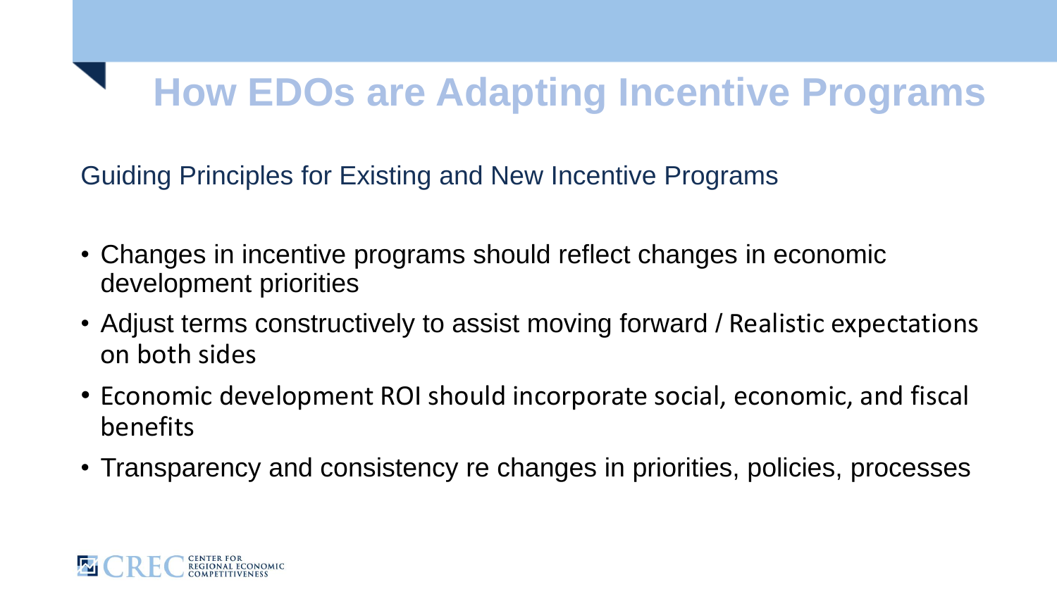# How EDOs are Adapting Incentive Programs

## Guiding Principles for Existing and New Incentive Programs

- Changes in incentive programs should reflect changes in economic development priorities
- Adjust terms constructively to assist moving forward / Realistic expectations on both sides
- Economic development ROI should incorporate social, economic, and fiscal benefits
- Transparency and consistency re changes in priorities, policies, processes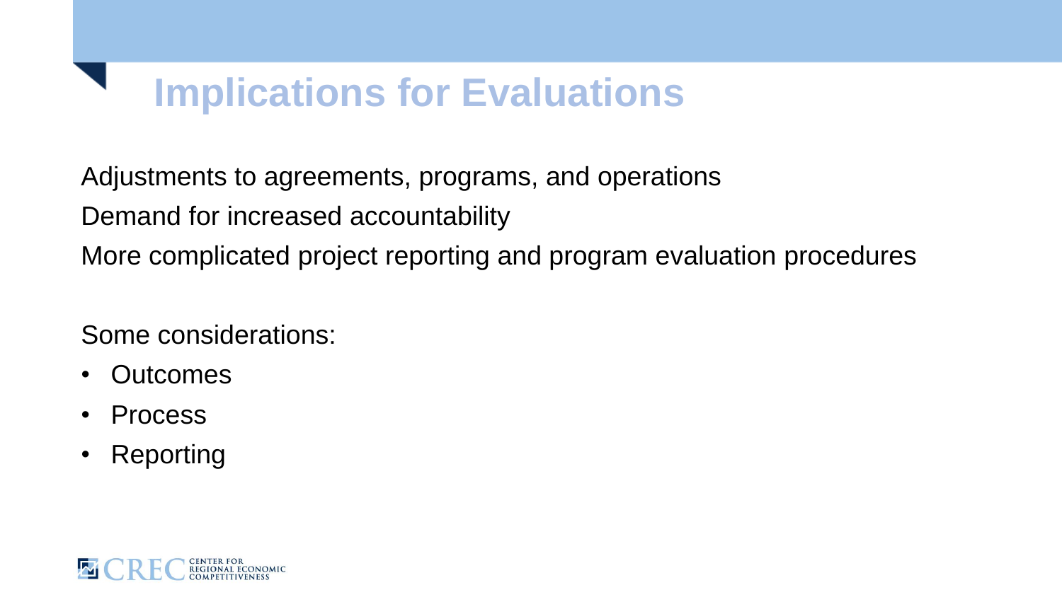# Implications for Evaluations

Adjustments to agreements, programs, and operations

Demand for increased accountability

More complicated project reporting and program evaluation procedures

Some considerations:

- Outcomes
- Process
- Reporting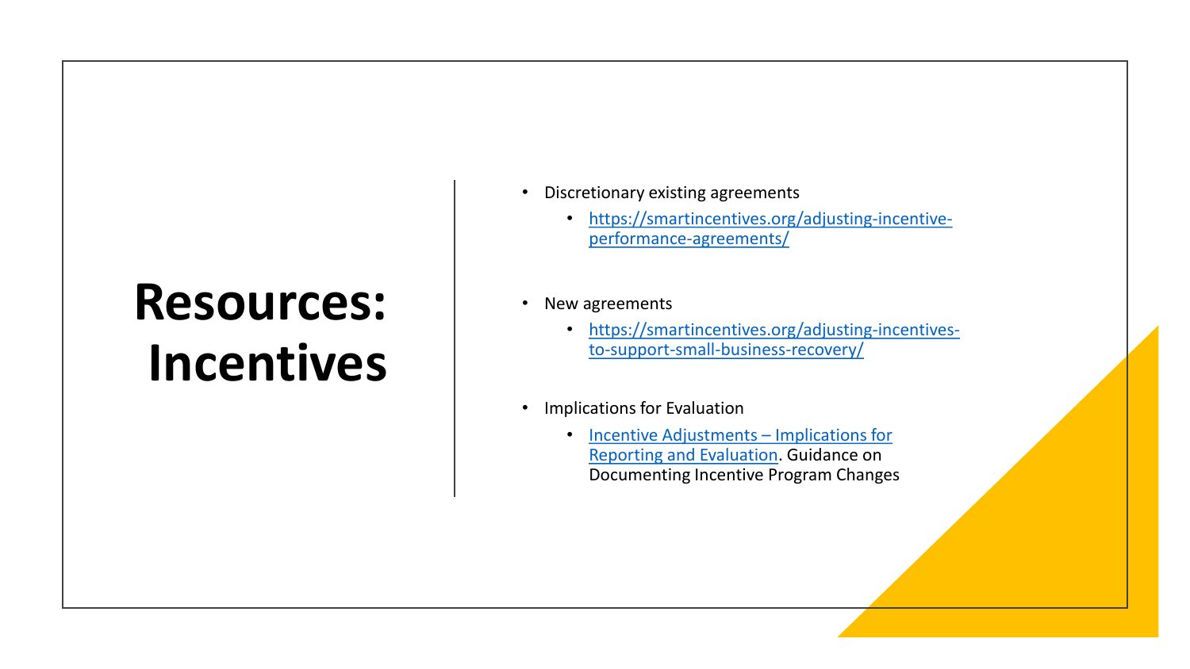# Resources: Incentives

- Discretionary existing agreements
  - https://smartincentives.org/adjusting-incentive-performance-agreements/
- New agreements
  - https://smartincentives.org/adjusting-incentives-to-support-small-business-recovery/
- Implications for Evaluation
  - Incentive Adjustments – Implications for Reporting and Evaluation. Guidance on Documenting Incentive Program Changes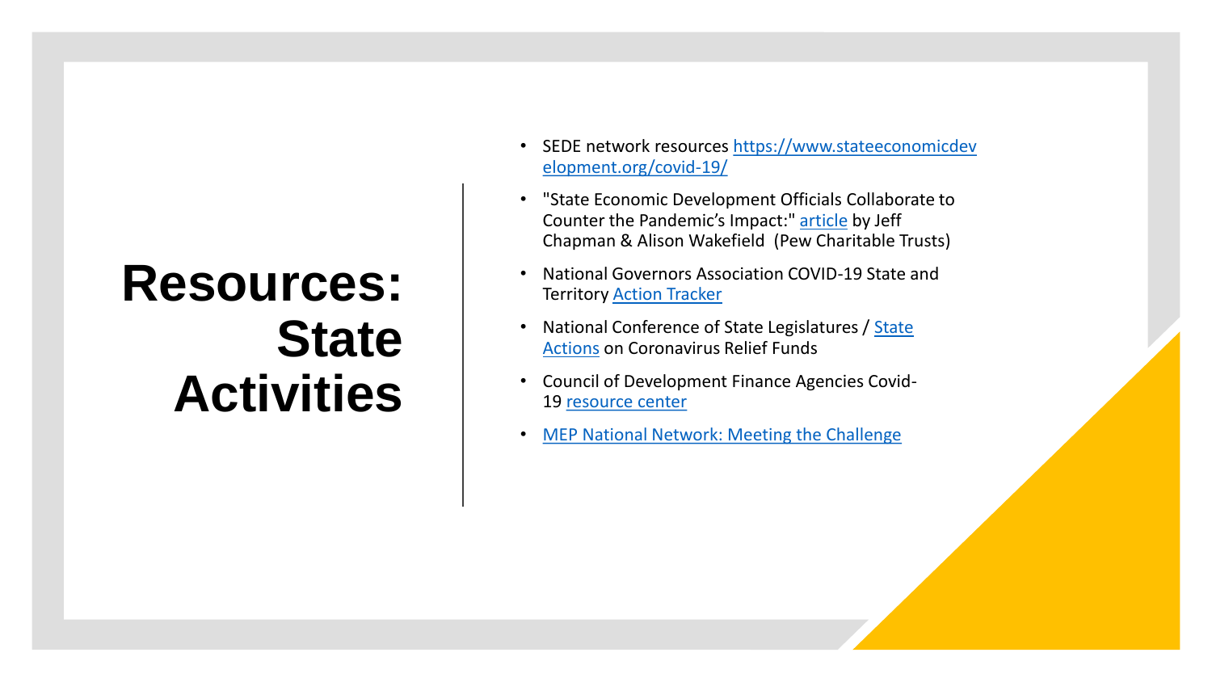# Resources: State Activities

- SEDE network resources https://www.stateeconomicdevelopment.org/covid-19/
- "State Economic Development Officials Collaborate to Counter the Pandemic's Impact:" article by Jeff Chapman & Alison Wakefield (Pew Charitable Trusts)
- National Governors Association COVID-19 State and Territory Action Tracker
- National Conference of State Legislatures / State Actions on Coronavirus Relief Funds
- Council of Development Finance Agencies Covid-19 resource center
- MEP National Network: Meeting the Challenge